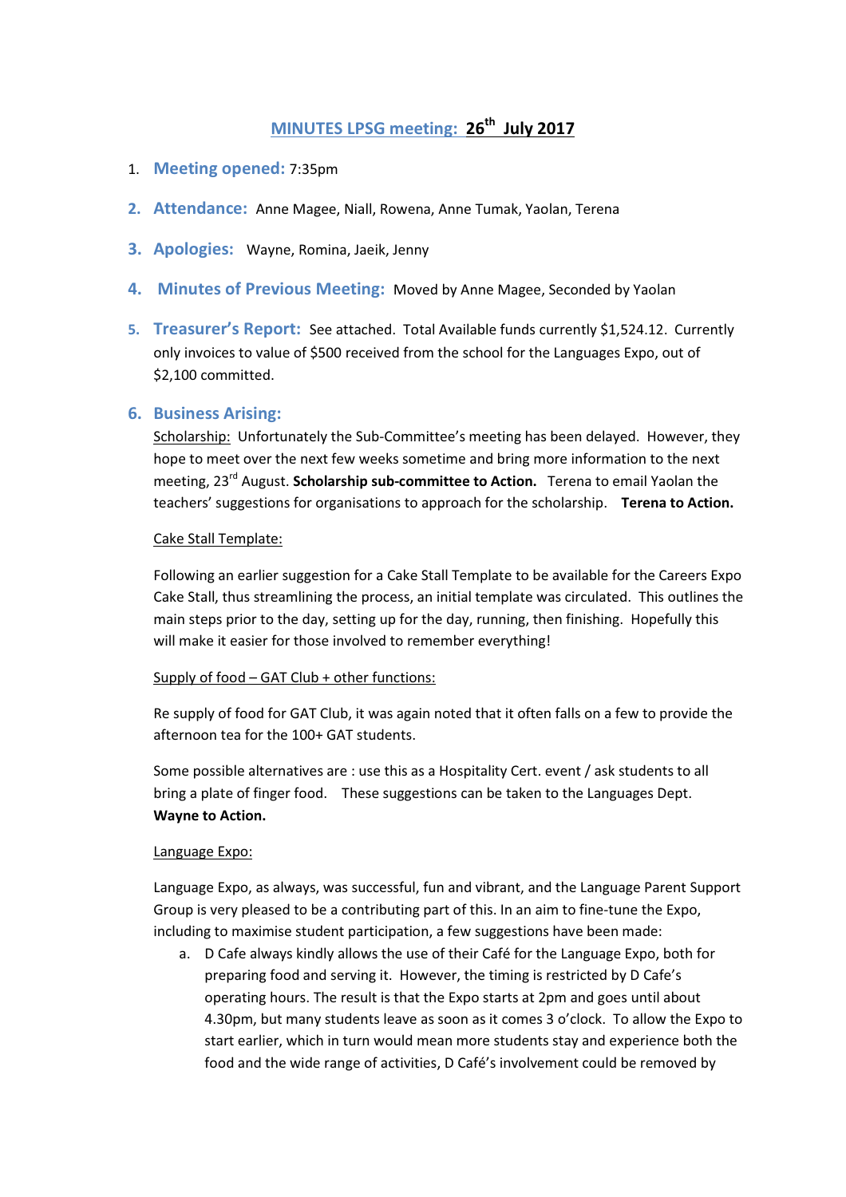# MINUTES LPSG meeting: 26th July 2017

1. **Meeting opened:** 7:35pm

2. **Attendance:** Anne Magee, Niall, Rowena, Anne Tumak, Yaolan, Terena

3. **Apologies:** Wayne, Romina, Jaeik, Jenny

4. **Minutes of Previous Meeting:** Moved by Anne Magee, Seconded by Yaolan

5. **Treasurer's Report:** See attached. Total Available funds currently $1,524.12. Currently only invoices to value of $500 received from the school for the Languages Expo, out of $2,100 committed.

6. **Business Arising:**

   Scholarship: Unfortunately the Sub-Committee's meeting has been delayed. However, they hope to meet over the next few weeks sometime and bring more information to the next meeting, 23rd August. **Scholarship sub-committee to Action.** Terena to email Yaolan the teachers' suggestions for organisations to approach for the scholarship. **Terena to Action.**

   Cake Stall Template:

   Following an earlier suggestion for a Cake Stall Template to be available for the Careers Expo Cake Stall, thus streamlining the process, an initial template was circulated. This outlines the main steps prior to the day, setting up for the day, running, then finishing. Hopefully this will make it easier for those involved to remember everything!

   Supply of food – GAT Club + other functions:

   Re supply of food for GAT Club, it was again noted that it often falls on a few to provide the afternoon tea for the 100+ GAT students.

   Some possible alternatives are : use this as a Hospitality Cert. event / ask students to all bring a plate of finger food. These suggestions can be taken to the Languages Dept. **Wayne to Action.**

   Language Expo:

   Language Expo, as always, was successful, fun and vibrant, and the Language Parent Support Group is very pleased to be a contributing part of this. In an aim to fine-tune the Expo, including to maximise student participation, a few suggestions have been made:

   a. D Cafe always kindly allows the use of their Café for the Language Expo, both for preparing food and serving it. However, the timing is restricted by D Cafe's operating hours. The result is that the Expo starts at 2pm and goes until about 4.30pm, but many students leave as soon as it comes 3 o'clock. To allow the Expo to start earlier, which in turn would mean more students stay and experience both the food and the wide range of activities, D Café's involvement could be removed by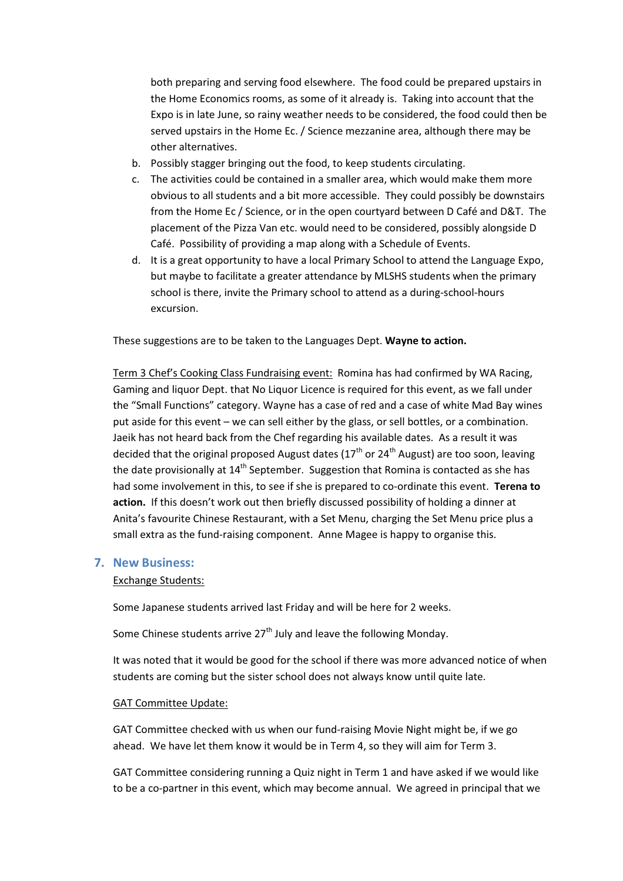both preparing and serving food elsewhere. The food could be prepared upstairs in the Home Economics rooms, as some of it already is. Taking into account that the Expo is in late June, so rainy weather needs to be considered, the food could then be served upstairs in the Home Ec. / Science mezzanine area, although there may be other alternatives.

b. Possibly stagger bringing out the food, to keep students circulating.
c. The activities could be contained in a smaller area, which would make them more obvious to all students and a bit more accessible. They could possibly be downstairs from the Home Ec / Science, or in the open courtyard between D Café and D&T. The placement of the Pizza Van etc. would need to be considered, possibly alongside D Café. Possibility of providing a map along with a Schedule of Events.
d. It is a great opportunity to have a local Primary School to attend the Language Expo, but maybe to facilitate a greater attendance by MLSHS students when the primary school is there, invite the Primary school to attend as a during-school-hours excursion.

These suggestions are to be taken to the Languages Dept. **Wayne to action.**

<u>Term 3 Chef's Cooking Class Fundraising event:</u> Romina has had confirmed by WA Racing, Gaming and liquor Dept. that No Liquor Licence is required for this event, as we fall under the "Small Functions" category. Wayne has a case of red and a case of white Mad Bay wines put aside for this event – we can sell either by the glass, or sell bottles, or a combination. Jaeik has not heard back from the Chef regarding his available dates. As a result it was decided that the original proposed August dates (17th or 24th August) are too soon, leaving the date provisionally at 14th September. Suggestion that Romina is contacted as she has had some involvement in this, to see if she is prepared to co-ordinate this event. **Terena to action.** If this doesn't work out then briefly discussed possibility of holding a dinner at Anita's favourite Chinese Restaurant, with a Set Menu, charging the Set Menu price plus a small extra as the fund-raising component. Anne Magee is happy to organise this.

## 7. New Business:

<u>Exchange Students:</u>

Some Japanese students arrived last Friday and will be here for 2 weeks.

Some Chinese students arrive 27th July and leave the following Monday.

It was noted that it would be good for the school if there was more advanced notice of when students are coming but the sister school does not always know until quite late.

<u>GAT Committee Update:</u>

GAT Committee checked with us when our fund-raising Movie Night might be, if we go ahead. We have let them know it would be in Term 4, so they will aim for Term 3.

GAT Committee considering running a Quiz night in Term 1 and have asked if we would like to be a co-partner in this event, which may become annual. We agreed in principal that we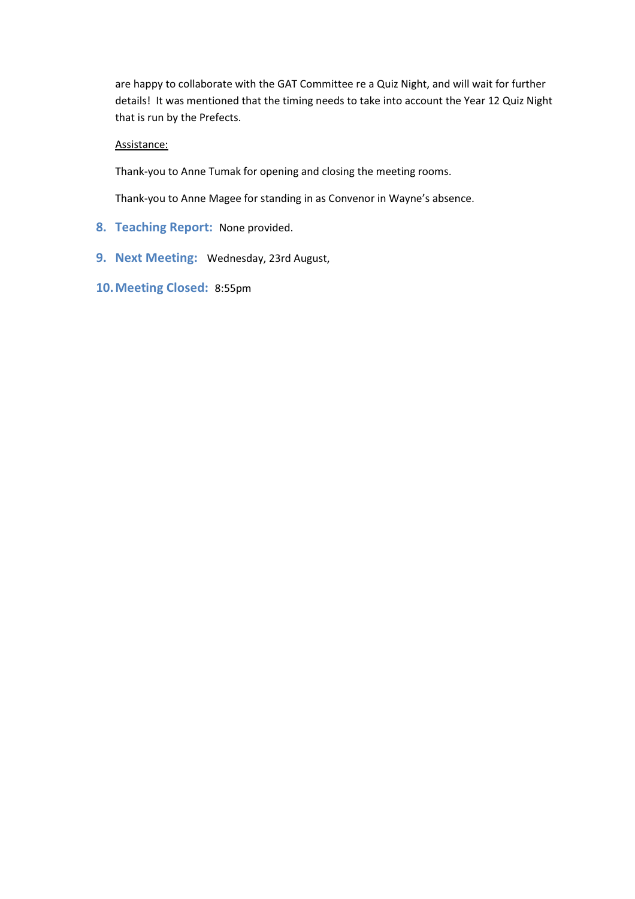are happy to collaborate with the GAT Committee re a Quiz Night, and will wait for further details! It was mentioned that the timing needs to take into account the Year 12 Quiz Night that is run by the Prefects.

Assistance:

Thank-you to Anne Tumak for opening and closing the meeting rooms.

Thank-you to Anne Magee for standing in as Convenor in Wayne's absence.

8. **Teaching Report:** None provided.

9. **Next Meeting:** Wednesday, 23rd August,

10. **Meeting Closed:** 8:55pm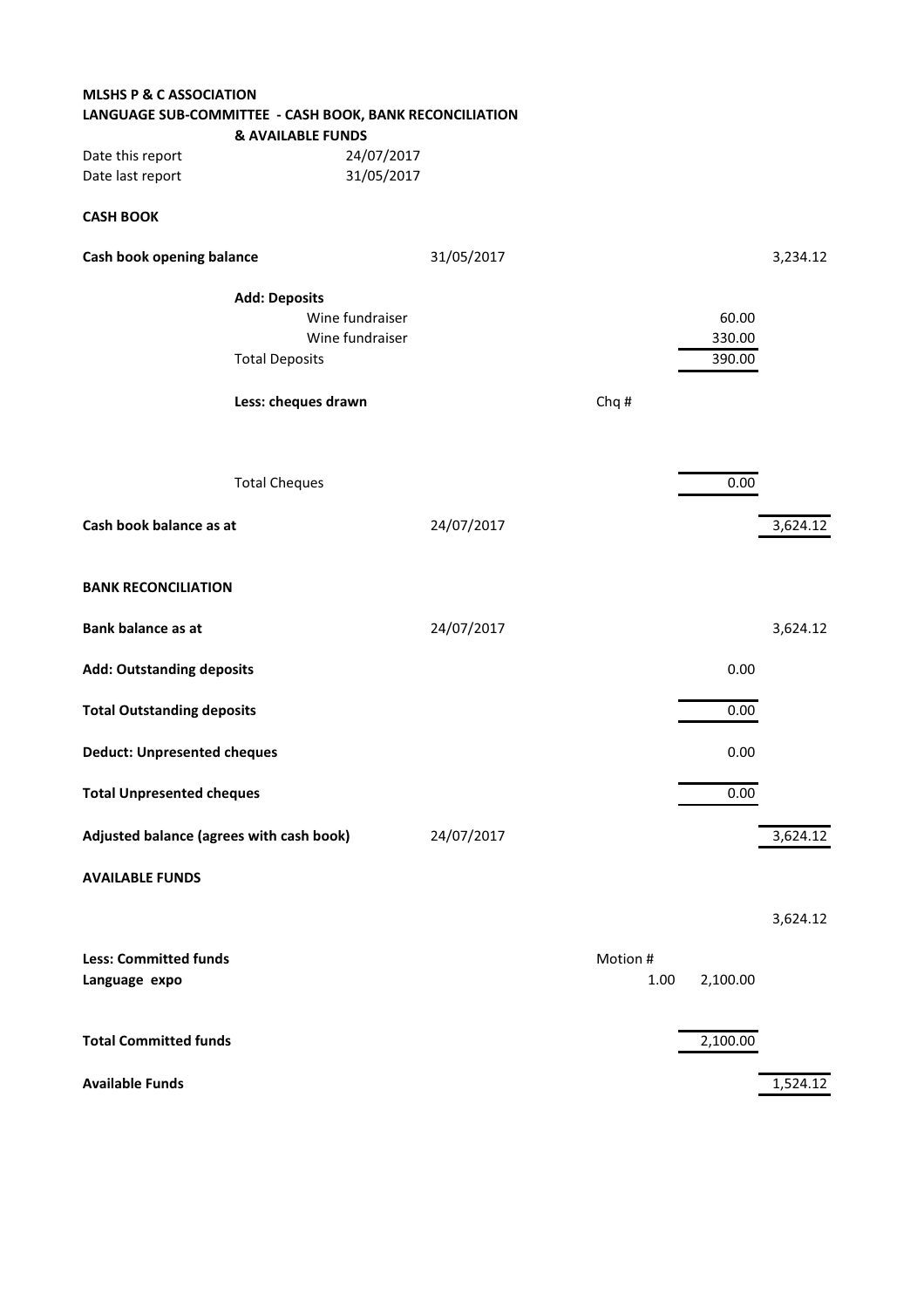**MLSHS P & C ASSOCIATION**

**LANGUAGE SUB-COMMITTEE - CASH BOOK, BANK RECONCILIATION & AVAILABLE FUNDS**

| | |
|---|---|
| Date this report | 24/07/2017 |
| Date last report | 31/05/2017 |

**CASH BOOK**

| | | | | |
|---|---|---|---|---|
| **Cash book opening balance** | 31/05/2017 | | | 3,234.12 |
| **Add: Deposits** | | | | |
| Wine fundraiser | | | 60.00 | |
| Wine fundraiser | | | 330.00 | |
| Total Deposits | | | 390.00 | |
| **Less: cheques drawn** | | Chq # | | |
| Total Cheques | | | 0.00 | |
| **Cash book balance as at** | 24/07/2017 | | | 3,624.12 |

**BANK RECONCILIATION**

| | | | |
|---|---|---|---|
| **Bank balance as at** | 24/07/2017 | | 3,624.12 |
| **Add: Outstanding deposits** | | 0.00 | |
| **Total Outstanding deposits** | | 0.00 | |
| **Deduct: Unpresented cheques** | | 0.00 | |
| **Total Unpresented cheques** | | 0.00 | |
| **Adjusted balance (agrees with cash book)** | 24/07/2017 | | 3,624.12 |

**AVAILABLE FUNDS**

| | | | |
|---|---|---|---|
| | | | 3,624.12 |
| **Less: Committed funds** | Motion # | | |
| **Language expo** | 1.00 | 2,100.00 | |
| **Total Committed funds** | | 2,100.00 | |
| **Available Funds** | | | 1,524.12 |